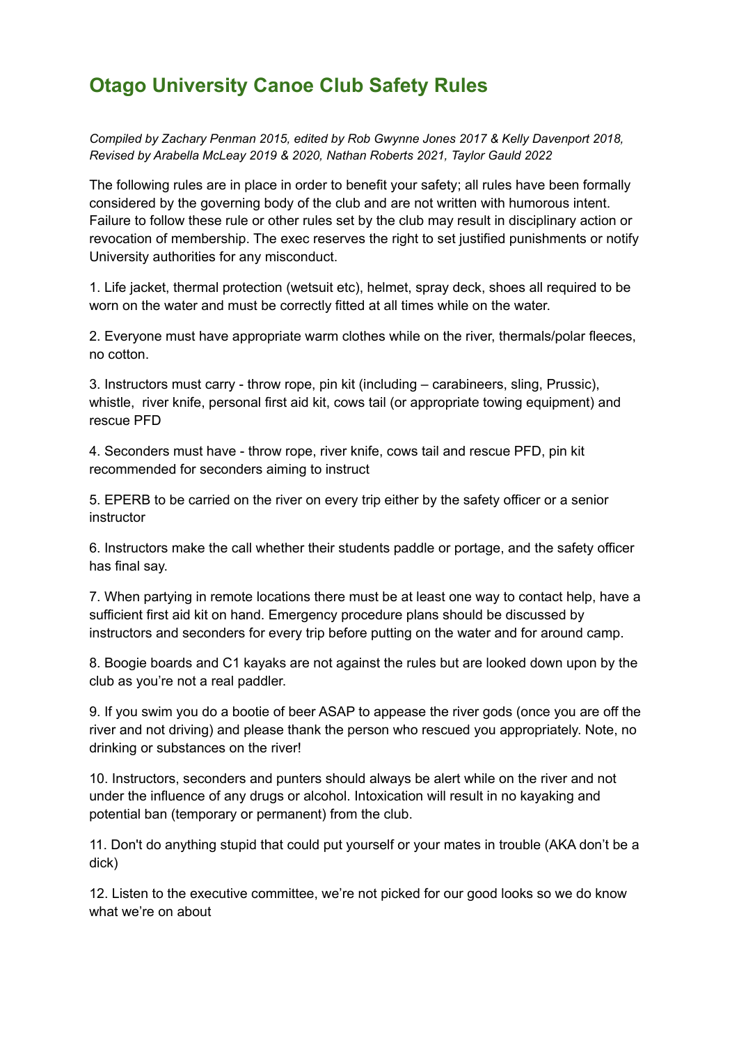# Otago University Canoe Club Safety Rules

*Compiled by Zachary Penman 2015, edited by Rob Gwynne Jones 2017 & Kelly Davenport 2018, Revised by Arabella McLeay 2019 & 2020, Nathan Roberts 2021, Taylor Gauld 2022*

The following rules are in place in order to benefit your safety; all rules have been formally considered by the governing body of the club and are not written with humorous intent. Failure to follow these rule or other rules set by the club may result in disciplinary action or revocation of membership. The exec reserves the right to set justified punishments or notify University authorities for any misconduct.

1. Life jacket, thermal protection (wetsuit etc), helmet, spray deck, shoes all required to be worn on the water and must be correctly fitted at all times while on the water.

2. Everyone must have appropriate warm clothes while on the river, thermals/polar fleeces, no cotton.

3. Instructors must carry - throw rope, pin kit (including – carabineers, sling, Prussic), whistle, river knife, personal first aid kit, cows tail (or appropriate towing equipment) and rescue PFD

4. Seconders must have - throw rope, river knife, cows tail and rescue PFD, pin kit recommended for seconders aiming to instruct

5. EPERB to be carried on the river on every trip either by the safety officer or a senior instructor

6. Instructors make the call whether their students paddle or portage, and the safety officer has final say.

7. When partying in remote locations there must be at least one way to contact help, have a sufficient first aid kit on hand. Emergency procedure plans should be discussed by instructors and seconders for every trip before putting on the water and for around camp.

8. Boogie boards and C1 kayaks are not against the rules but are looked down upon by the club as you're not a real paddler.

9. If you swim you do a bootie of beer ASAP to appease the river gods (once you are off the river and not driving) and please thank the person who rescued you appropriately. Note, no drinking or substances on the river!

10. Instructors, seconders and punters should always be alert while on the river and not under the influence of any drugs or alcohol. Intoxication will result in no kayaking and potential ban (temporary or permanent) from the club.

11. Don't do anything stupid that could put yourself or your mates in trouble (AKA don't be a dick)

12. Listen to the executive committee, we're not picked for our good looks so we do know what we're on about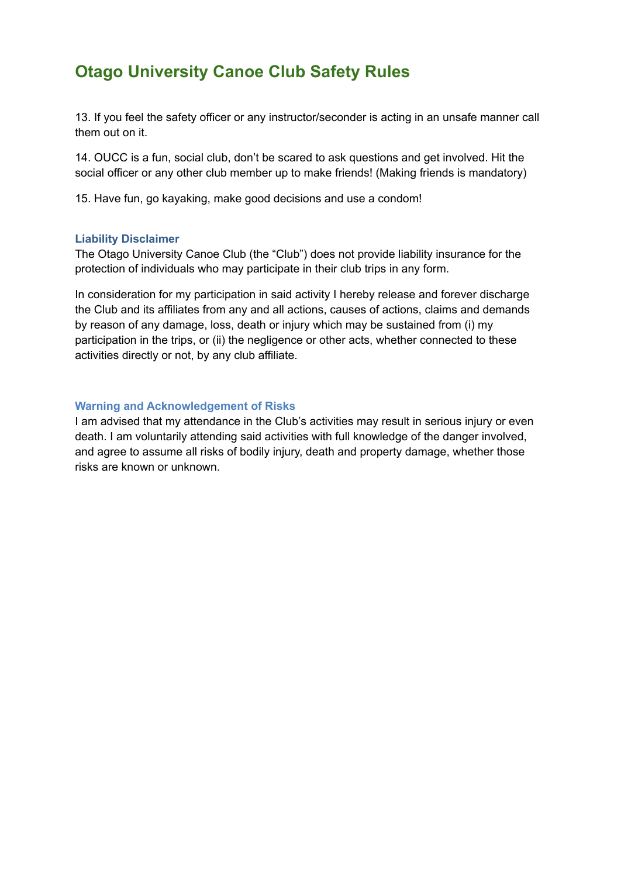# Otago University Canoe Club Safety Rules

13. If you feel the safety officer or any instructor/seconder is acting in an unsafe manner call them out on it.

14. OUCC is a fun, social club, don't be scared to ask questions and get involved. Hit the social officer or any other club member up to make friends! (Making friends is mandatory)

15. Have fun, go kayaking, make good decisions and use a condom!

### Liability Disclaimer

The Otago University Canoe Club (the "Club") does not provide liability insurance for the protection of individuals who may participate in their club trips in any form.

In consideration for my participation in said activity I hereby release and forever discharge the Club and its affiliates from any and all actions, causes of actions, claims and demands by reason of any damage, loss, death or injury which may be sustained from (i) my participation in the trips, or (ii) the negligence or other acts, whether connected to these activities directly or not, by any club affiliate.

### Warning and Acknowledgement of Risks

I am advised that my attendance in the Club's activities may result in serious injury or even death. I am voluntarily attending said activities with full knowledge of the danger involved, and agree to assume all risks of bodily injury, death and property damage, whether those risks are known or unknown.